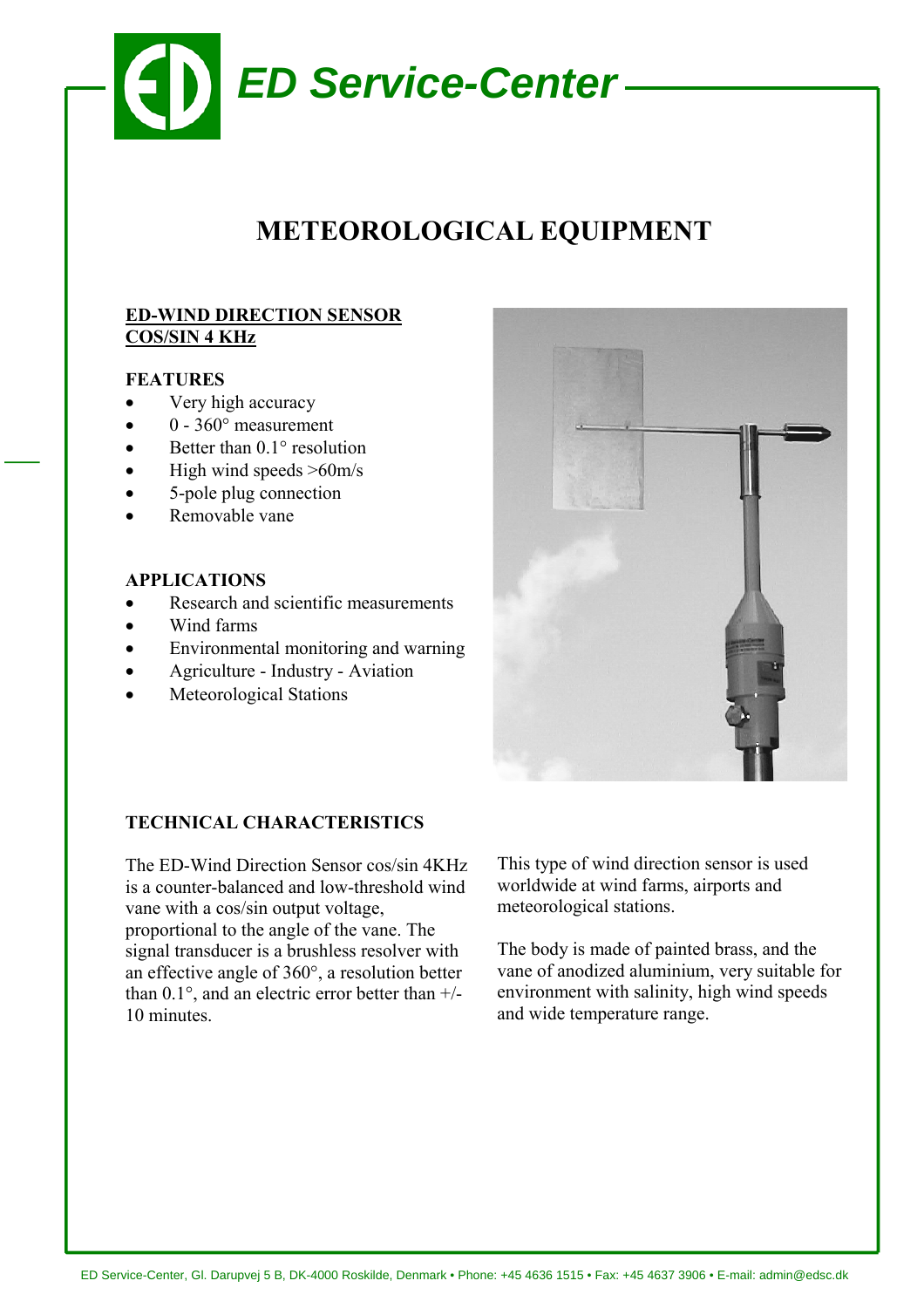# ED Service-Center

## METEOROLOGICAL EQUIPMENT

### ED-WIND DIRECTION SENSOR COS/SIN 4 KHz

**FEATURES**

- Very high accuracy
- 0 - 360° measurement
- Better than 0.1° resolution
- High wind speeds >60m/s
- 5-pole plug connection
- Removable vane

**APPLICATIONS**

- Research and scientific measurements
- Wind farms
- Environmental monitoring and warning
- Agriculture - Industry - Aviation
- Meteorological Stations

**TECHNICAL CHARACTERISTICS**

The ED-Wind Direction Sensor cos/sin 4KHz is a counter-balanced and low-threshold wind vane with a cos/sin output voltage, proportional to the angle of the vane. The signal transducer is a brushless resolver with an effective angle of 360°, a resolution better than 0.1°, and an electric error better than +/- 10 minutes.

This type of wind direction sensor is used worldwide at wind farms, airports and meteorological stations.

The body is made of painted brass, and the vane of anodized aluminium, very suitable for environment with salinity, high wind speeds and wide temperature range.

ED Service-Center, Gl. Darupvej 5 B, DK-4000 Roskilde, Denmark • Phone: +45 4636 1515 • Fax: +45 4637 3906 • E-mail: admin@edsc.dk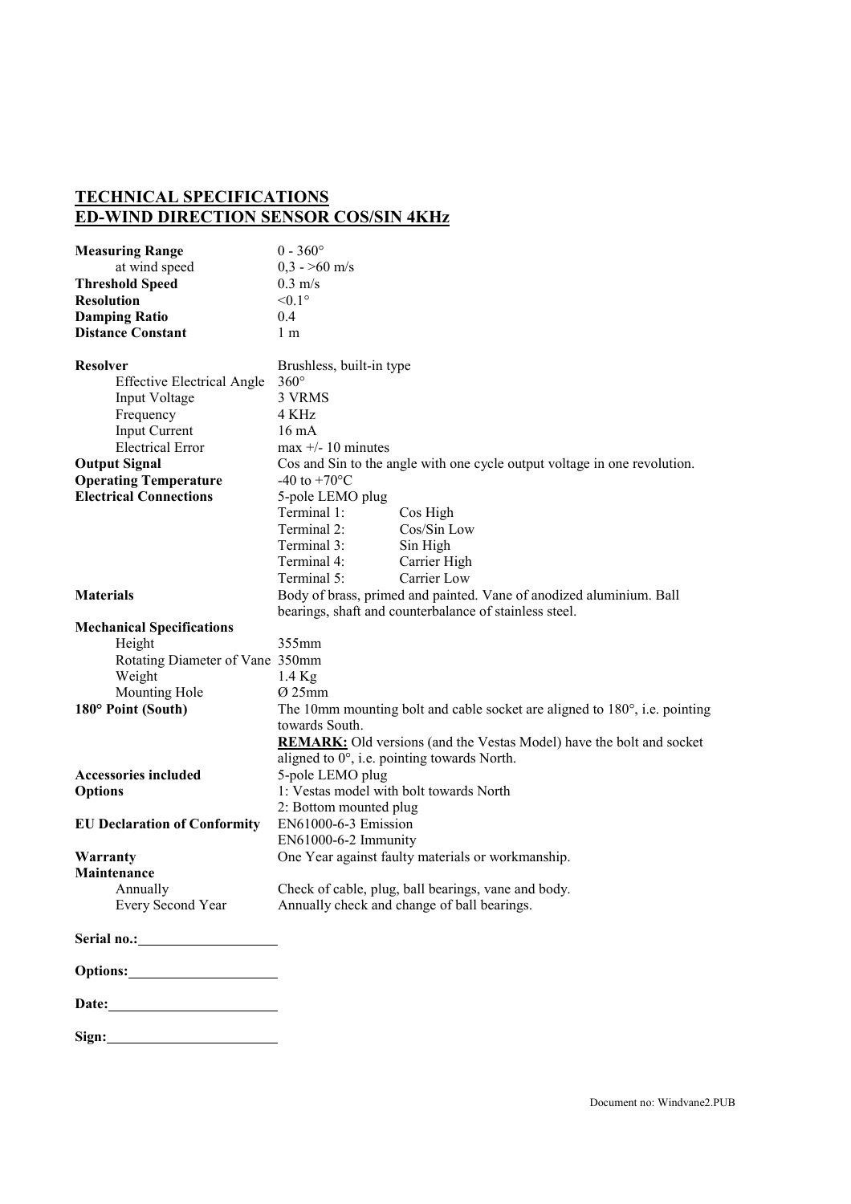## TECHNICAL SPECIFICATIONS
## ED-WIND DIRECTION SENSOR COS/SIN 4KHz

| | | |
|---|---|---|
| **Measuring Range** | 0 - 360° | |
| at wind speed | 0,3 - >60 m/s | |
| **Threshold Speed** | 0.3 m/s | |
| **Resolution** | <0.1° | |
| **Damping Ratio** | 0.4 | |
| **Distance Constant** | 1 m | |
| **Resolver** | Brushless, built-in type | |
| Effective Electrical Angle | 360° | |
| Input Voltage | 3 VRMS | |
| Frequency | 4 KHz | |
| Input Current | 16 mA | |
| Electrical Error | max +/- 10 minutes | |
| **Output Signal** | Cos and Sin to the angle with one cycle output voltage in one revolution. | |
| **Operating Temperature** | -40 to +70°C | |
| **Electrical Connections** | 5-pole LEMO plug | |
| | Terminal 1: | Cos High |
| | Terminal 2: | Cos/Sin Low |
| | Terminal 3: | Sin High |
| | Terminal 4: | Carrier High |
| | Terminal 5: | Carrier Low |
| **Materials** | Body of brass, primed and painted. Vane of anodized aluminium. Ball bearings, shaft and counterbalance of stainless steel. | |
| **Mechanical Specifications** | | |
| Height | 355mm | |
| Rotating Diameter of Vane | 350mm | |
| Weight | 1.4 Kg | |
| Mounting Hole | Ø 25mm | |
| **180° Point (South)** | The 10mm mounting bolt and cable socket are aligned to 180°, i.e. pointing towards South. | |
| | **REMARK:** Old versions (and the Vestas Model) have the bolt and socket aligned to 0°, i.e. pointing towards North. | |
| **Accessories included** | 5-pole LEMO plug | |
| **Options** | 1: Vestas model with bolt towards North | |
| | 2: Bottom mounted plug | |
| **EU Declaration of Conformity** | EN61000-6-3 Emission | |
| | EN61000-6-2 Immunity | |
| **Warranty** | One Year against faulty materials or workmanship. | |
| **Maintenance** | | |
| Annually | Check of cable, plug, ball bearings, vane and body. | |
| Every Second Year | Annually check and change of ball bearings. | |

**Serial no.:** ____________________

**Options:** ____________________

**Date:** ____________________

**Sign:** ____________________

Document no: Windvane2.PUB